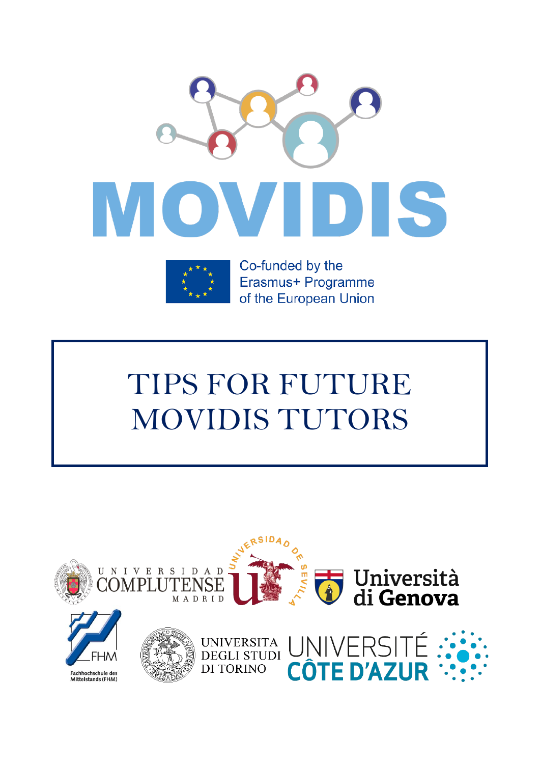# MOVIDIS

Co-funded by the
Erasmus+ Programme
of the European Union

# TIPS FOR FUTURE MOVIDIS TUTORS

UNIVERSIDAD COMPLUTENSE MADRID

UNIVERSIDAD DE SEVILLA

Università di Genova

FHM Fachhochschule des Mittelstands (FHM)

UNIVERSITA DEGLI STUDI DI TORINO

UNIVERSITÉ CÔTE D'AZUR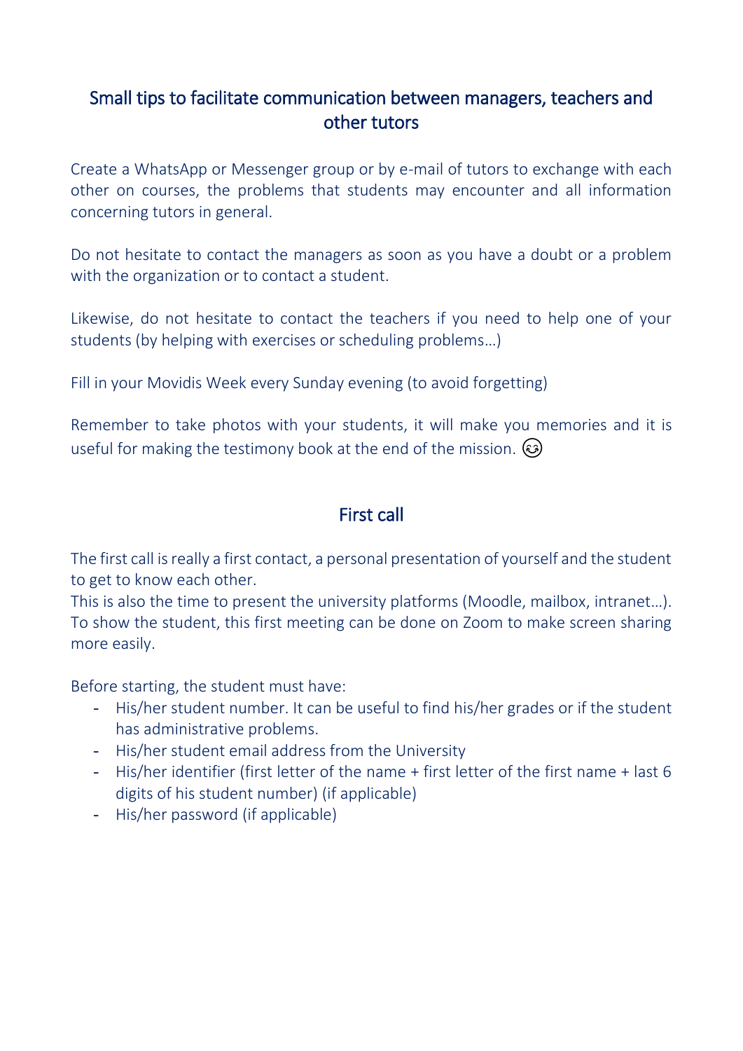## Small tips to facilitate communication between managers, teachers and other tutors

Create a WhatsApp or Messenger group or by e-mail of tutors to exchange with each other on courses, the problems that students may encounter and all information concerning tutors in general.

Do not hesitate to contact the managers as soon as you have a doubt or a problem with the organization or to contact a student.

Likewise, do not hesitate to contact the teachers if you need to help one of your students (by helping with exercises or scheduling problems…)

Fill in your Movidis Week every Sunday evening (to avoid forgetting)

Remember to take photos with your students, it will make you memories and it is useful for making the testimony book at the end of the mission. 😊

## First call

The first call is really a first contact, a personal presentation of yourself and the student to get to know each other.
This is also the time to present the university platforms (Moodle, mailbox, intranet…). To show the student, this first meeting can be done on Zoom to make screen sharing more easily.

Before starting, the student must have:

- His/her student number. It can be useful to find his/her grades or if the student has administrative problems.
- His/her student email address from the University
- His/her identifier (first letter of the name + first letter of the first name + last 6 digits of his student number) (if applicable)
- His/her password (if applicable)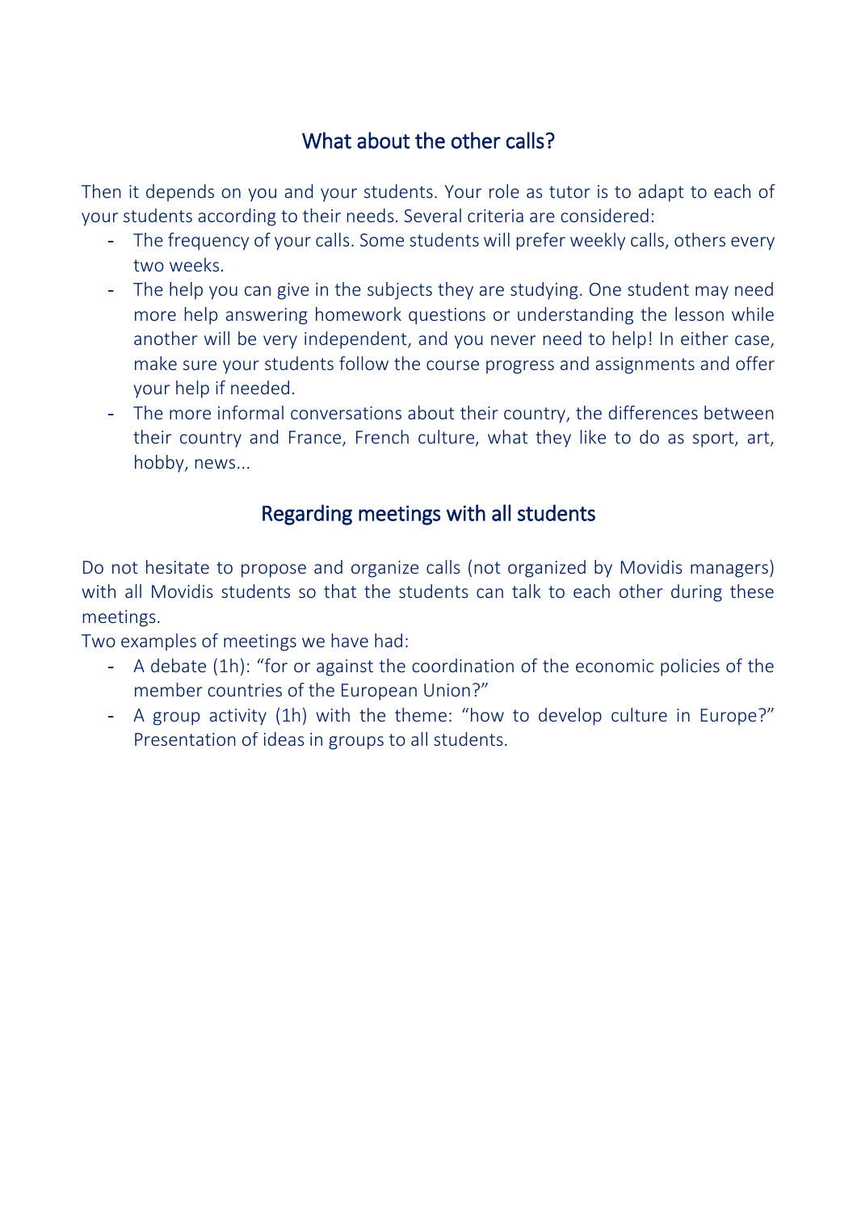## What about the other calls?

Then it depends on you and your students. Your role as tutor is to adapt to each of your students according to their needs. Several criteria are considered:

- The frequency of your calls. Some students will prefer weekly calls, others every two weeks.
- The help you can give in the subjects they are studying. One student may need more help answering homework questions or understanding the lesson while another will be very independent, and you never need to help! In either case, make sure your students follow the course progress and assignments and offer your help if needed.
- The more informal conversations about their country, the differences between their country and France, French culture, what they like to do as sport, art, hobby, news...

## Regarding meetings with all students

Do not hesitate to propose and organize calls (not organized by Movidis managers) with all Movidis students so that the students can talk to each other during these meetings.

Two examples of meetings we have had:

- A debate (1h): "for or against the coordination of the economic policies of the member countries of the European Union?"
- A group activity (1h) with the theme: "how to develop culture in Europe?" Presentation of ideas in groups to all students.